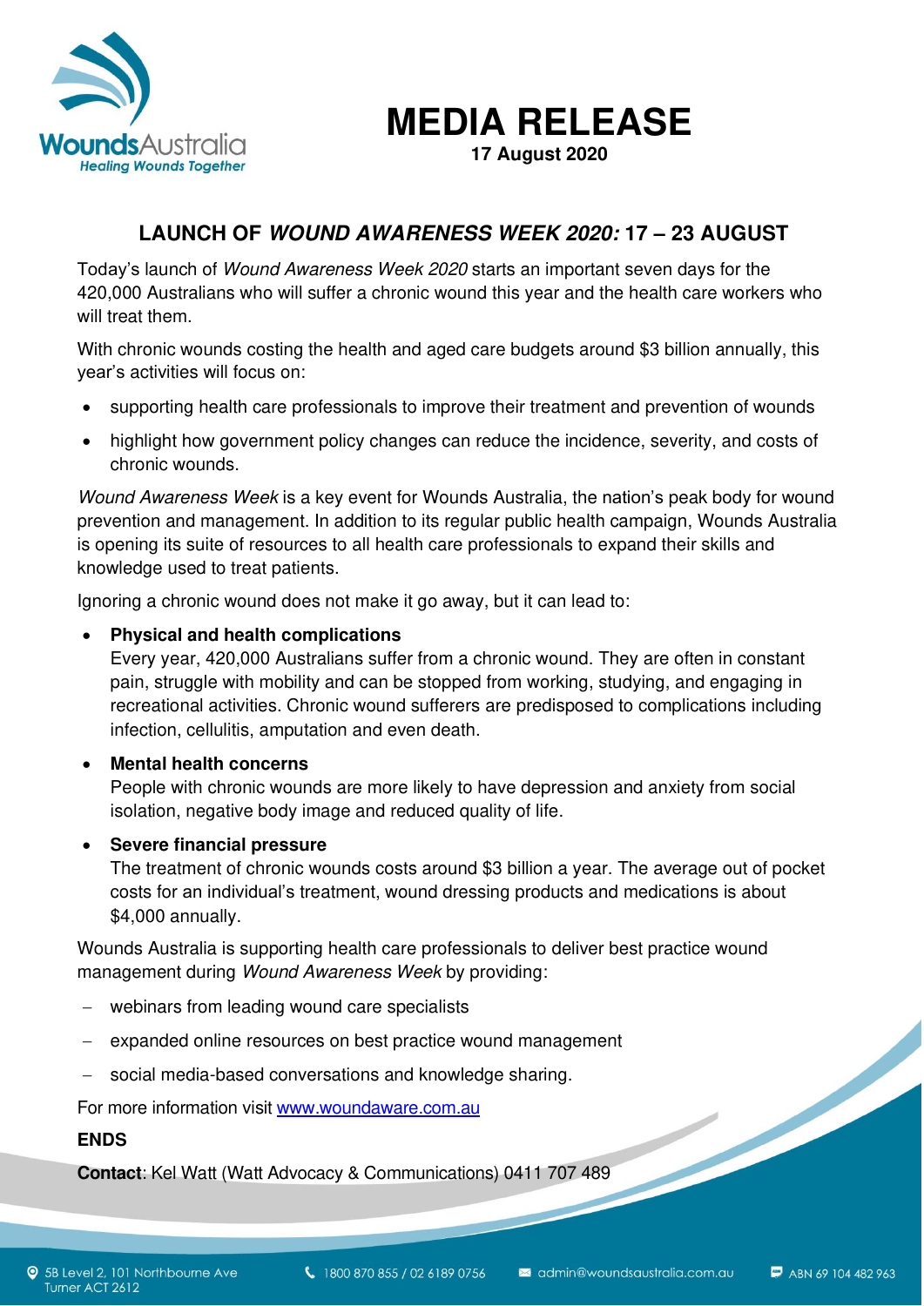WoundsAustralia
*Healing Wounds Together*

# MEDIA RELEASE

**17 August 2020**

## LAUNCH OF *WOUND AWARENESS WEEK 2020:* 17 – 23 AUGUST

Today's launch of *Wound Awareness Week 2020* starts an important seven days for the 420,000 Australians who will suffer a chronic wound this year and the health care workers who will treat them.

With chronic wounds costing the health and aged care budgets around $3 billion annually, this year's activities will focus on:

- supporting health care professionals to improve their treatment and prevention of wounds
- highlight how government policy changes can reduce the incidence, severity, and costs of chronic wounds.

*Wound Awareness Week* is a key event for Wounds Australia, the nation's peak body for wound prevention and management. In addition to its regular public health campaign, Wounds Australia is opening its suite of resources to all health care professionals to expand their skills and knowledge used to treat patients.

Ignoring a chronic wound does not make it go away, but it can lead to:

- **Physical and health complications**
  Every year, 420,000 Australians suffer from a chronic wound. They are often in constant pain, struggle with mobility and can be stopped from working, studying, and engaging in recreational activities. Chronic wound sufferers are predisposed to complications including infection, cellulitis, amputation and even death.
- **Mental health concerns**
  People with chronic wounds are more likely to have depression and anxiety from social isolation, negative body image and reduced quality of life.
- **Severe financial pressure**
  The treatment of chronic wounds costs around $3 billion a year. The average out of pocket costs for an individual's treatment, wound dressing products and medications is about $4,000 annually.

Wounds Australia is supporting health care professionals to deliver best practice wound management during *Wound Awareness Week* by providing:

- webinars from leading wound care specialists
- expanded online resources on best practice wound management
- social media-based conversations and knowledge sharing.

For more information visit www.woundaware.com.au

**ENDS**

**Contact**: Kel Watt (Watt Advocacy & Communications) 0411 707 489

5B Level 2, 101 Northbourne Ave Turner ACT 2612 | 1800 870 855 / 02 6189 0756 | admin@woundsaustralia.com.au | ABN 69 104 482 963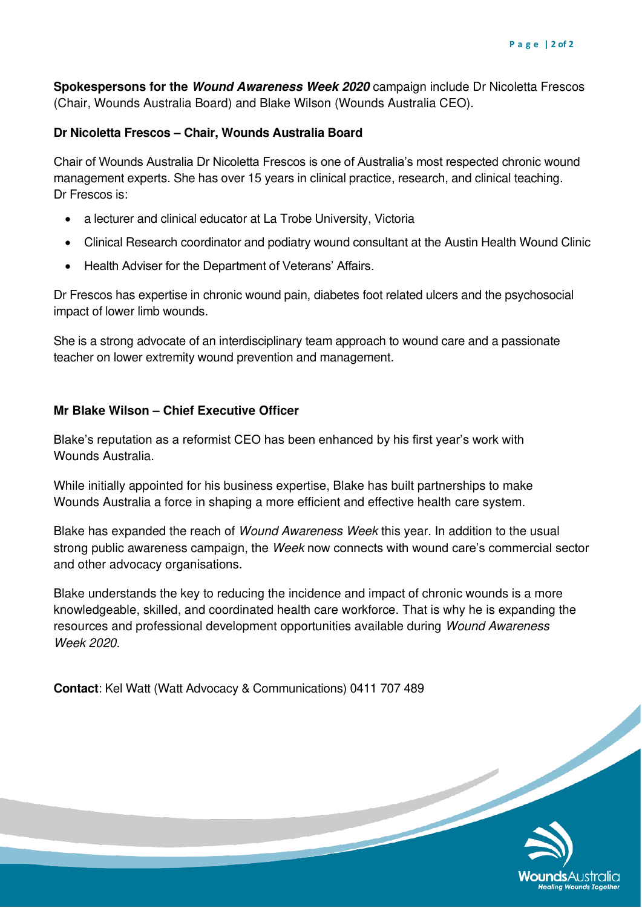**Spokespersons for the *Wound Awareness Week 2020*** campaign include Dr Nicoletta Frescos (Chair, Wounds Australia Board) and Blake Wilson (Wounds Australia CEO).

**Dr Nicoletta Frescos – Chair, Wounds Australia Board**

Chair of Wounds Australia Dr Nicoletta Frescos is one of Australia's most respected chronic wound management experts. She has over 15 years in clinical practice, research, and clinical teaching. Dr Frescos is:

- a lecturer and clinical educator at La Trobe University, Victoria
- Clinical Research coordinator and podiatry wound consultant at the Austin Health Wound Clinic
- Health Adviser for the Department of Veterans' Affairs.

Dr Frescos has expertise in chronic wound pain, diabetes foot related ulcers and the psychosocial impact of lower limb wounds.

She is a strong advocate of an interdisciplinary team approach to wound care and a passionate teacher on lower extremity wound prevention and management.

**Mr Blake Wilson – Chief Executive Officer**

Blake's reputation as a reformist CEO has been enhanced by his first year's work with Wounds Australia.

While initially appointed for his business expertise, Blake has built partnerships to make Wounds Australia a force in shaping a more efficient and effective health care system.

Blake has expanded the reach of *Wound Awareness Week* this year. In addition to the usual strong public awareness campaign, the *Week* now connects with wound care's commercial sector and other advocacy organisations.

Blake understands the key to reducing the incidence and impact of chronic wounds is a more knowledgeable, skilled, and coordinated health care workforce. That is why he is expanding the resources and professional development opportunities available during *Wound Awareness Week 2020*.

**Contact**: Kel Watt (Watt Advocacy & Communications) 0411 707 489